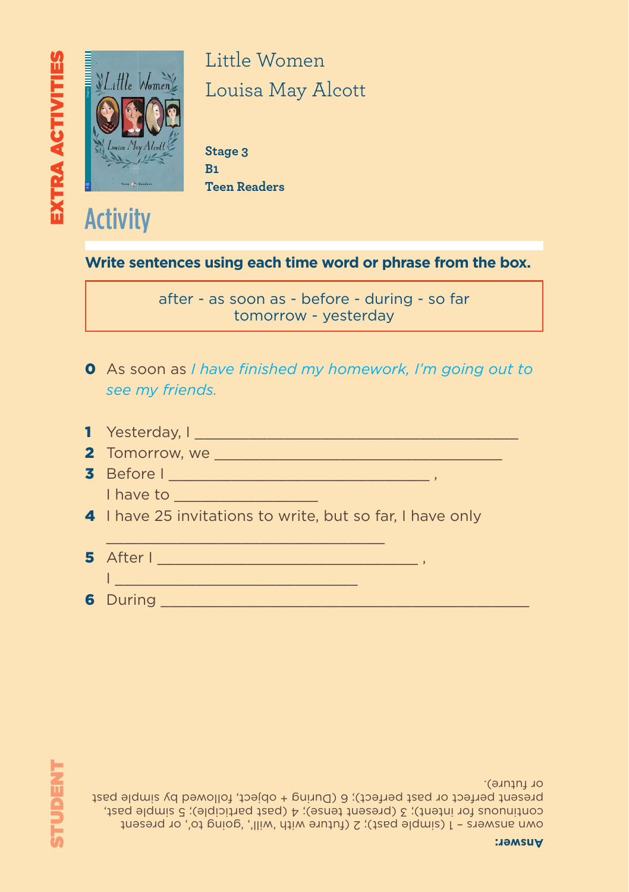EXTRA ACTIVITIES

# Little Women
## Louisa May Alcott

**Stage 3**
**B1**
**Teen Readers**

## Activity

**Write sentences using each time word or phrase from the box.**

> after - as soon as - before - during - so far
> tomorrow - yesterday

**0** As soon as *I have finished my homework, I'm going out to see my friends.*

**1** Yesterday, I ________________________________________

**2** Tomorrow, we ___________________________________

**3** Before I ________________________________ ,
I have to _________________

**4** I have 25 invitations to write, but so far, I have only
__________________________________

**5** After I ________________________________ ,
I ______________________________

**6** During ______________________________________________

STUDENT

**Answer:**
own answers – 1 (simple past); 2 (future with 'will', 'going to', or present continuous for intent); 3 (present tense); 4 (past participle); 5 simple past, present perfect or past perfect); 6 (During + object, followed by simple past or future).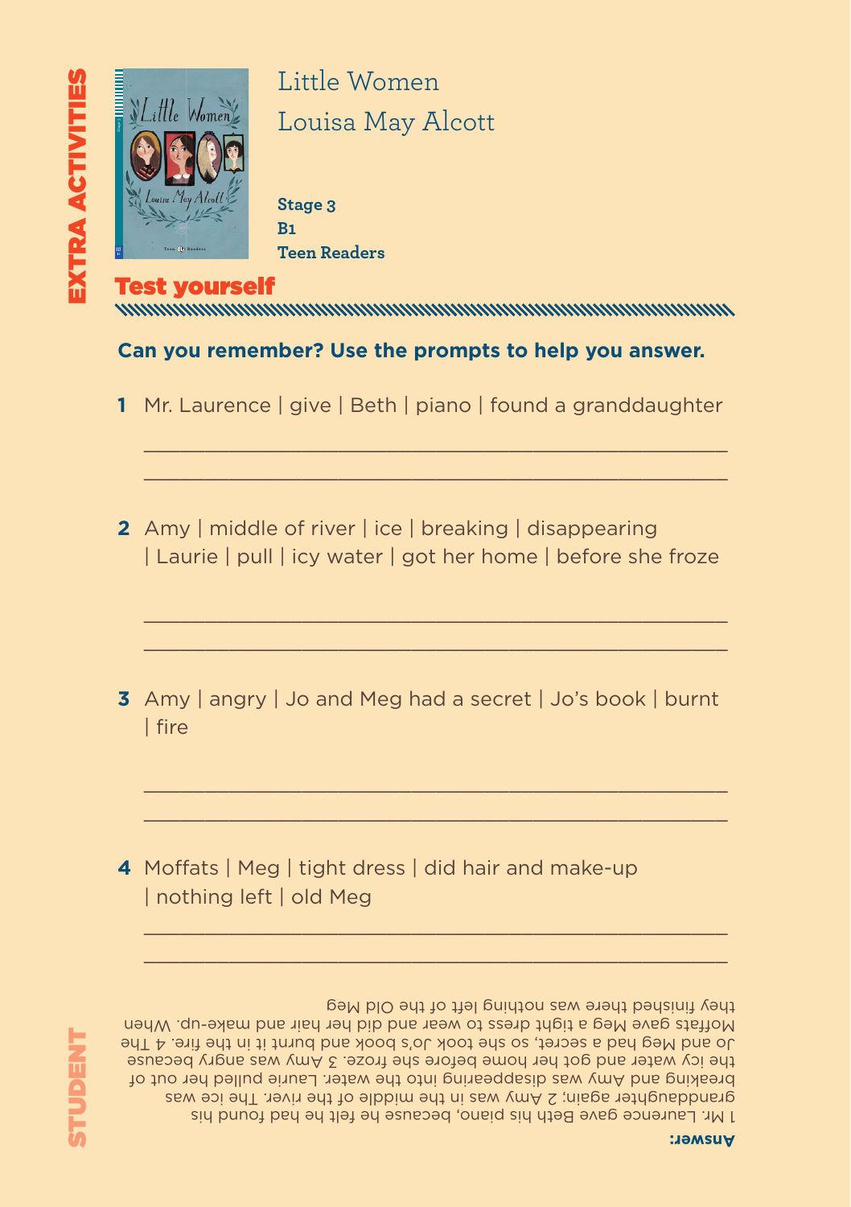EXTRA ACTIVITIES

# Little Women
## Louisa May Alcott

**Stage 3**
**B1**
**Teen Readers**

## Test yourself

**Can you remember? Use the prompts to help you answer.**

**1** Mr. Laurence | give | Beth | piano | found a granddaughter

______________________________________________

______________________________________________

**2** Amy | middle of river | ice | breaking | disappearing | Laurie | pull | icy water | got her home | before she froze

______________________________________________

______________________________________________

**3** Amy | angry | Jo and Meg had a secret | Jo's book | burnt | fire

______________________________________________

______________________________________________

**4** Moffats | Meg | tight dress | did hair and make-up | nothing left | old Meg

______________________________________________

______________________________________________

**Answer:**
1 Mr. Laurence gave Beth his piano, because he felt he had found his granddaughter again; 2 Amy was in the middle of the river. The ice was breaking and Amy was disappearing into the water. Laurie pulled her out of the icy water and got her home before she froze. 3 Amy was angry because Jo and Meg had a secret, so she took Jo's book and burnt it in the fire. 4 The Moffats gave Meg a tight dress to wear and did her hair and make-up. When they finished there was nothing left of the Old Meg

STUDENT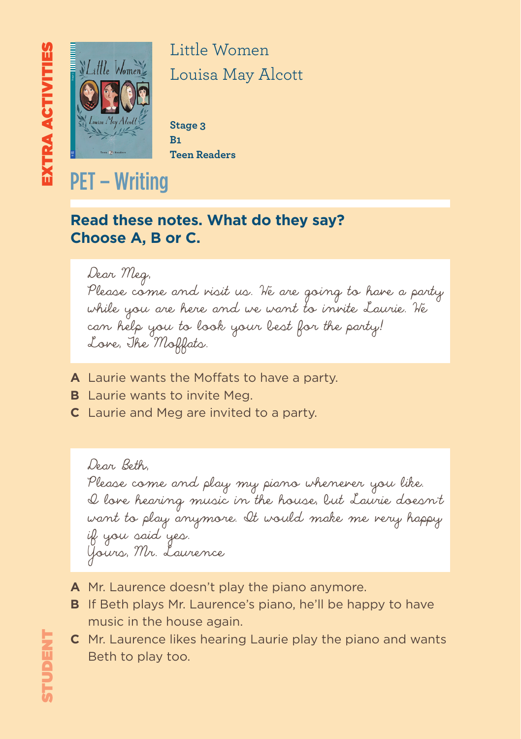Little Women
Louisa May Alcott

**Stage 3**
**B1**
**Teen Readers**

# PET – Writing

**Read these notes. What do they say? Choose A, B or C.**

Dear Meg,
Please come and visit us. We are going to have a party while you are here and we want to invite Laurie. We can help you to look your best for the party!
Love, The Moffats.

**A** Laurie wants the Moffats to have a party.
**B** Laurie wants to invite Meg.
**C** Laurie and Meg are invited to a party.

Dear Beth,
Please come and play my piano whenever you like. I love hearing music in the house, but Laurie doesn't want to play anymore. It would make me very happy if you said yes.
Yours, Mr. Laurence

**A** Mr. Laurence doesn't play the piano anymore.
**B** If Beth plays Mr. Laurence's piano, he'll be happy to have music in the house again.
**C** Mr. Laurence likes hearing Laurie play the piano and wants Beth to play too.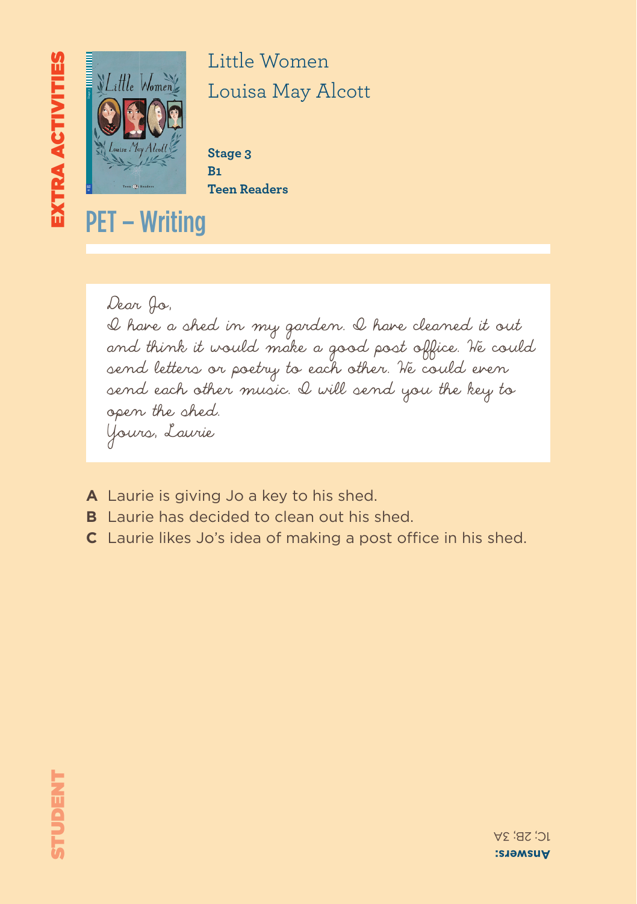# Little Women

## Louisa May Alcott

**Stage 3**
**B1**
**Teen Readers**

EXTRA ACTIVITIES

# PET – Writing

Dear Jo,
I have a shed in my garden. I have cleaned it out and think it would make a good post office. We could send letters or poetry to each other. We could even send each other music. I will send you the key to open the shed.
Yours, Laurie

**A** Laurie is giving Jo a key to his shed.
**B** Laurie has decided to clean out his shed.
**C** Laurie likes Jo's idea of making a post office in his shed.

STUDENT

**Answers:**
1C; 2B; 3A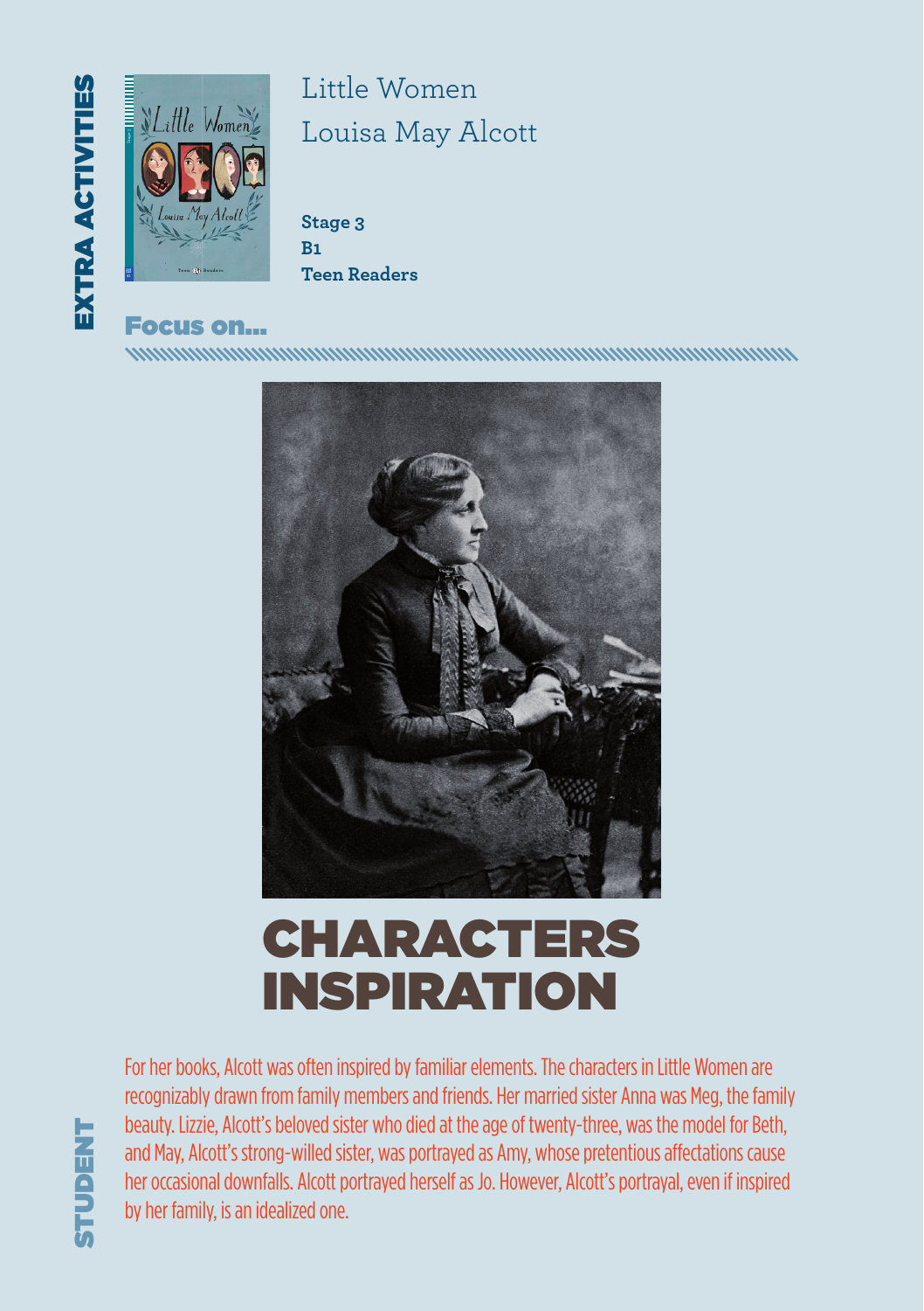EXTRA ACTIVITIES

# Little Women
# Louisa May Alcott

**Stage 3**
**B1**
**Teen Readers**

## Focus on...

# CHARACTERS INSPIRATION

For her books, Alcott was often inspired by familiar elements. The characters in Little Women are recognizably drawn from family members and friends. Her married sister Anna was Meg, the family beauty. Lizzie, Alcott's beloved sister who died at the age of twenty-three, was the model for Beth, and May, Alcott's strong-willed sister, was portrayed as Amy, whose pretentious affectations cause her occasional downfalls. Alcott portrayed herself as Jo. However, Alcott's portrayal, even if inspired by her family, is an idealized one.

STUDENT